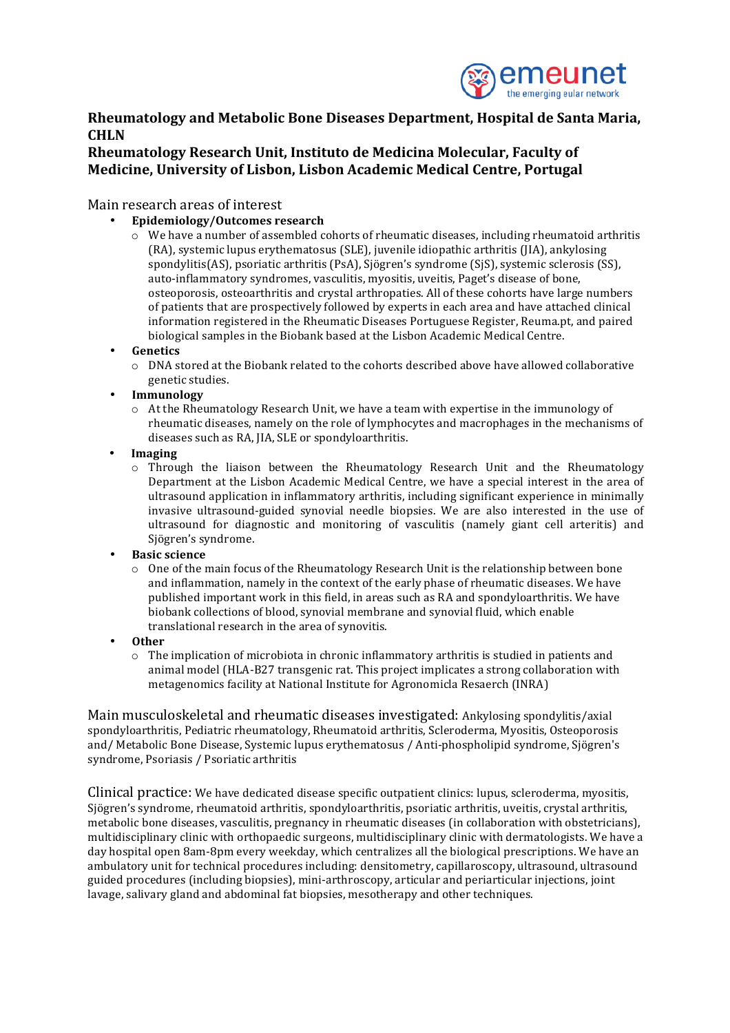**Rheumatology and Metabolic Bone Diseases Department, Hospital de Santa Maria, CHLN**
**Rheumatology Research Unit, Instituto de Medicina Molecular, Faculty of Medicine, University of Lisbon, Lisbon Academic Medical Centre, Portugal**

Main research areas of interest

- **Epidemiology/Outcomes research**
  - We have a number of assembled cohorts of rheumatic diseases, including rheumatoid arthritis (RA), systemic lupus erythematosus (SLE), juvenile idiopathic arthritis (JIA), ankylosing spondylitis(AS), psoriatic arthritis (PsA), Sjögren's syndrome (SjS), systemic sclerosis (SS), auto-inflammatory syndromes, vasculitis, myositis, uveitis, Paget's disease of bone, osteoporosis, osteoarthritis and crystal arthropaties. All of these cohorts have large numbers of patients that are prospectively followed by experts in each area and have attached clinical information registered in the Rheumatic Diseases Portuguese Register, Reuma.pt, and paired biological samples in the Biobank based at the Lisbon Academic Medical Centre.
- **Genetics**
  - DNA stored at the Biobank related to the cohorts described above have allowed collaborative genetic studies.
- **Immunology**
  - At the Rheumatology Research Unit, we have a team with expertise in the immunology of rheumatic diseases, namely on the role of lymphocytes and macrophages in the mechanisms of diseases such as RA, JIA, SLE or spondyloarthritis.
- **Imaging**
  - Through the liaison between the Rheumatology Research Unit and the Rheumatology Department at the Lisbon Academic Medical Centre, we have a special interest in the area of ultrasound application in inflammatory arthritis, including significant experience in minimally invasive ultrasound-guided synovial needle biopsies. We are also interested in the use of ultrasound for diagnostic and monitoring of vasculitis (namely giant cell arteritis) and Sjögren's syndrome.
- **Basic science**
  - One of the main focus of the Rheumatology Research Unit is the relationship between bone and inflammation, namely in the context of the early phase of rheumatic diseases. We have published important work in this field, in areas such as RA and spondyloarthritis. We have biobank collections of blood, synovial membrane and synovial fluid, which enable translational research in the area of synovitis.
- **Other**
  - The implication of microbiota in chronic inflammatory arthritis is studied in patients and animal model (HLA-B27 transgenic rat. This project implicates a strong collaboration with metagenomics facility at National Institute for Agronomicla Resaerch (INRA)

Main musculoskeletal and rheumatic diseases investigated: Ankylosing spondylitis/axial spondyloarthritis, Pediatric rheumatology, Rheumatoid arthritis, Scleroderma, Myositis, Osteoporosis and/ Metabolic Bone Disease, Systemic lupus erythematosus / Anti-phospholipid syndrome, Sjögren's syndrome, Psoriasis / Psoriatic arthritis

Clinical practice: We have dedicated disease specific outpatient clinics: lupus, scleroderma, myositis, Sjögren's syndrome, rheumatoid arthritis, spondyloarthritis, psoriatic arthritis, uveitis, crystal arthritis, metabolic bone diseases, vasculitis, pregnancy in rheumatic diseases (in collaboration with obstetricians), multidisciplinary clinic with orthopaedic surgeons, multidisciplinary clinic with dermatologists. We have a day hospital open 8am-8pm every weekday, which centralizes all the biological prescriptions. We have an ambulatory unit for technical procedures including: densitometry, capillaroscopy, ultrasound, ultrasound guided procedures (including biopsies), mini-arthroscopy, articular and periarticular injections, joint lavage, salivary gland and abdominal fat biopsies, mesotherapy and other techniques.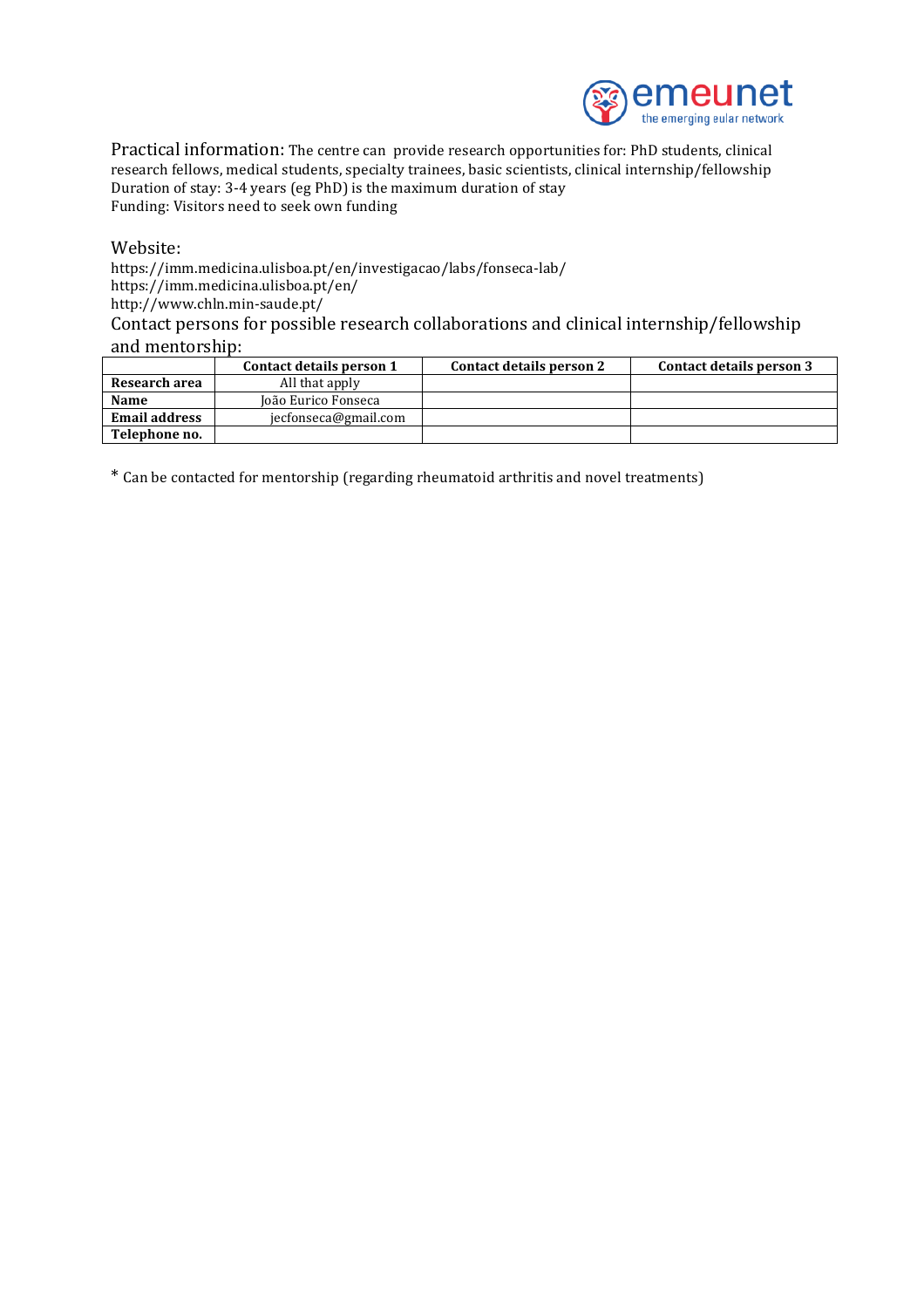Practical information: The centre can provide research opportunities for: PhD students, clinical research fellows, medical students, specialty trainees, basic scientists, clinical internship/fellowship
Duration of stay: 3-4 years (eg PhD) is the maximum duration of stay
Funding: Visitors need to seek own funding

Website:
https://imm.medicina.ulisboa.pt/en/investigacao/labs/fonseca-lab/
https://imm.medicina.ulisboa.pt/en/
http://www.chln.min-saude.pt/

Contact persons for possible research collaborations and clinical internship/fellowship and mentorship:

| | Contact details person 1 | Contact details person 2 | Contact details person 3 |
|---|---|---|---|
| **Research area** | All that apply | | |
| **Name** | João Eurico Fonseca | | |
| **Email address** | jecfonseca@gmail.com | | |
| **Telephone no.** | | | |

* Can be contacted for mentorship (regarding rheumatoid arthritis and novel treatments)